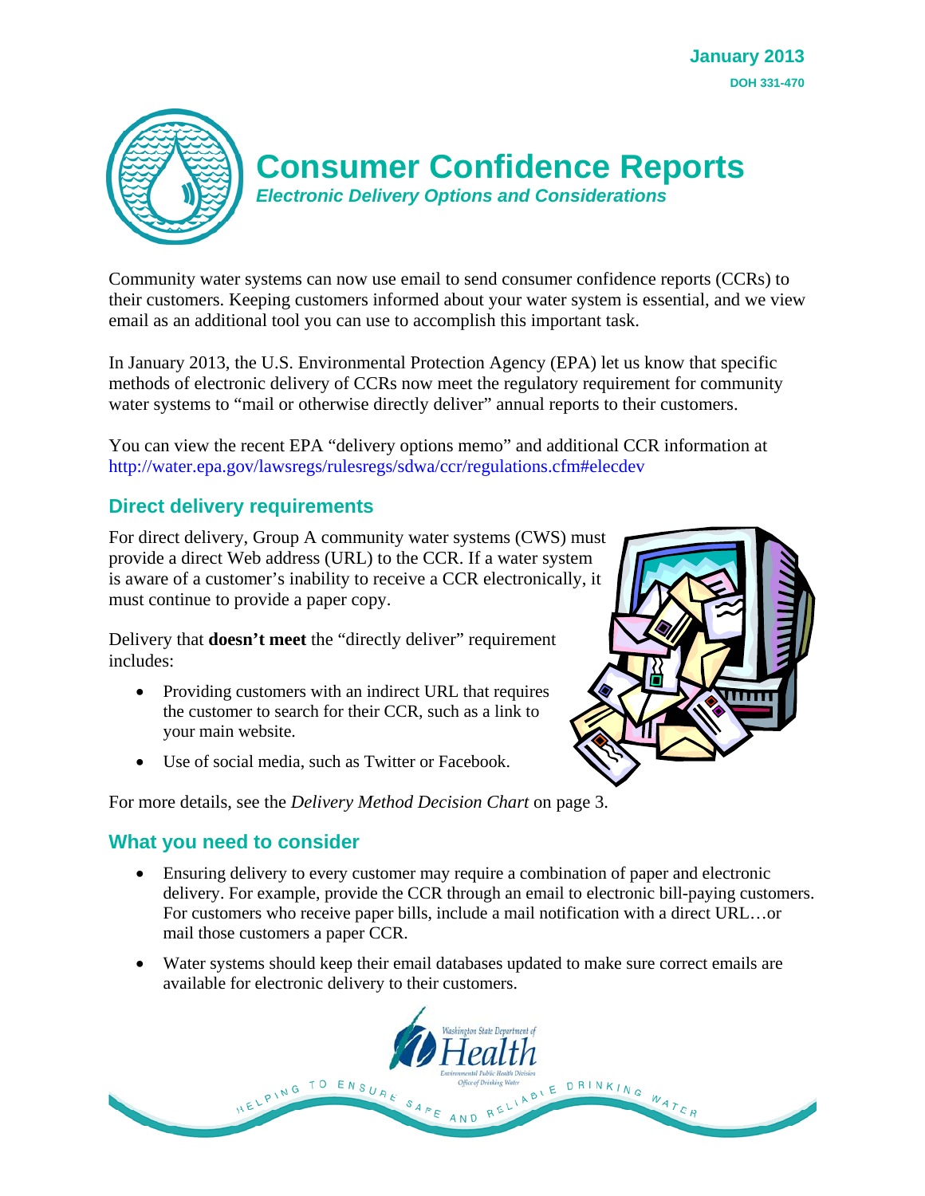January 2013

DOH 331-470

# Consumer Confidence Reports

***Electronic Delivery Options and Considerations***

Community water systems can now use email to send consumer confidence reports (CCRs) to their customers. Keeping customers informed about your water system is essential, and we view email as an additional tool you can use to accomplish this important task.

In January 2013, the U.S. Environmental Protection Agency (EPA) let us know that specific methods of electronic delivery of CCRs now meet the regulatory requirement for community water systems to "mail or otherwise directly deliver" annual reports to their customers.

You can view the recent EPA "delivery options memo" and additional CCR information at http://water.epa.gov/lawsregs/rulesregs/sdwa/ccr/regulations.cfm#elecdev

## Direct delivery requirements

For direct delivery, Group A community water systems (CWS) must provide a direct Web address (URL) to the CCR. If a water system is aware of a customer's inability to receive a CCR electronically, it must continue to provide a paper copy.

Delivery that **doesn't meet** the "directly deliver" requirement includes:

- Providing customers with an indirect URL that requires the customer to search for their CCR, such as a link to your main website.
- Use of social media, such as Twitter or Facebook.

For more details, see the *Delivery Method Decision Chart* on page 3.

## What you need to consider

- Ensuring delivery to every customer may require a combination of paper and electronic delivery. For example, provide the CCR through an email to electronic bill-paying customers. For customers who receive paper bills, include a mail notification with a direct URL…or mail those customers a paper CCR.
- Water systems should keep their email databases updated to make sure correct emails are available for electronic delivery to their customers.

Washington State Department of Health
Environmental Public Health Division
Office of Drinking Water

HELPING TO ENSURE SAFE AND RELIABLE DRINKING WATER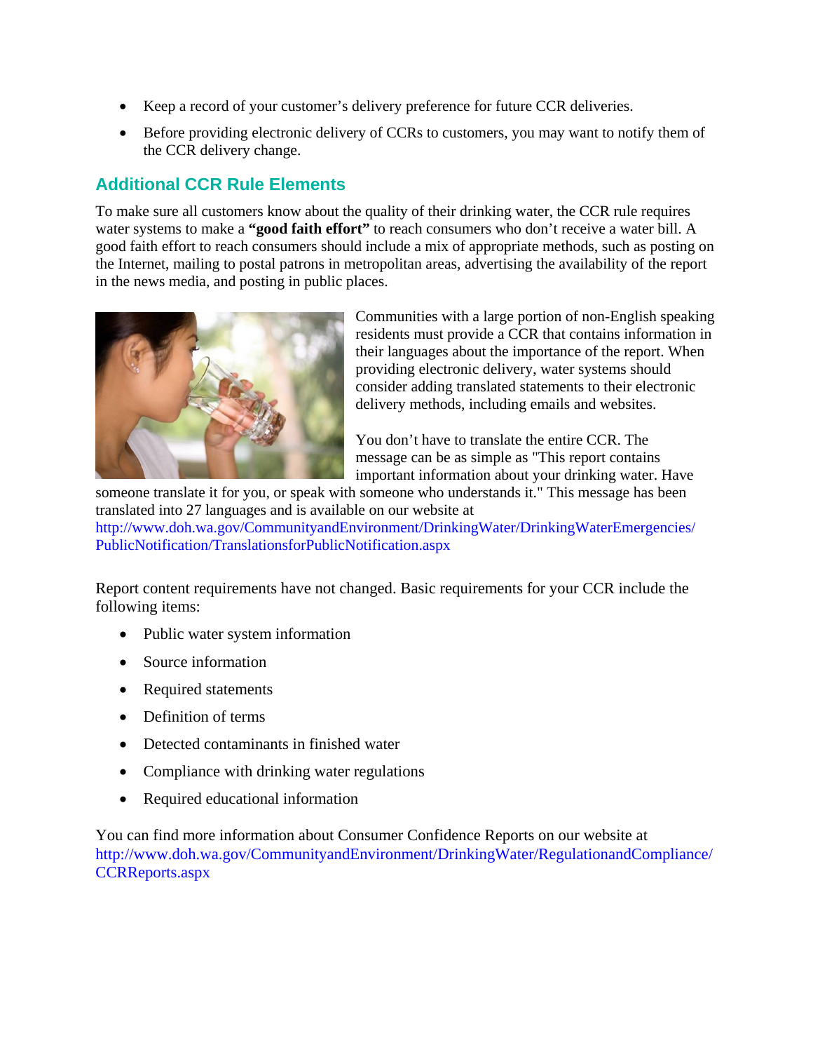- Keep a record of your customer's delivery preference for future CCR deliveries.
- Before providing electronic delivery of CCRs to customers, you may want to notify them of the CCR delivery change.

## Additional CCR Rule Elements

To make sure all customers know about the quality of their drinking water, the CCR rule requires water systems to make a **"good faith effort"** to reach consumers who don't receive a water bill. A good faith effort to reach consumers should include a mix of appropriate methods, such as posting on the Internet, mailing to postal patrons in metropolitan areas, advertising the availability of the report in the news media, and posting in public places.

Communities with a large portion of non-English speaking residents must provide a CCR that contains information in their languages about the importance of the report. When providing electronic delivery, water systems should consider adding translated statements to their electronic delivery methods, including emails and websites.

You don't have to translate the entire CCR. The message can be as simple as "This report contains important information about your drinking water. Have someone translate it for you, or speak with someone who understands it." This message has been translated into 27 languages and is available on our website at http://www.doh.wa.gov/CommunityandEnvironment/DrinkingWater/DrinkingWaterEmergencies/PublicNotification/TranslationsforPublicNotification.aspx

Report content requirements have not changed. Basic requirements for your CCR include the following items:

- Public water system information
- Source information
- Required statements
- Definition of terms
- Detected contaminants in finished water
- Compliance with drinking water regulations
- Required educational information

You can find more information about Consumer Confidence Reports on our website at http://www.doh.wa.gov/CommunityandEnvironment/DrinkingWater/RegulationandCompliance/CCRReports.aspx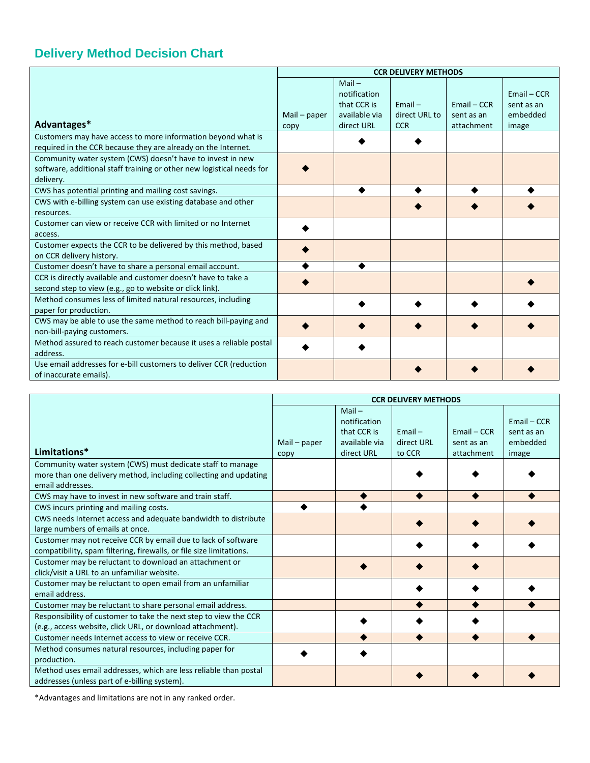## Delivery Method Decision Chart

| Advantages* | CCR DELIVERY METHODS | | | | |
|---|---|---|---|---|---|
| | Mail – paper copy | Mail – notification that CCR is available via direct URL | Email – direct URL to CCR | Email – CCR sent as an attachment | Email – CCR sent as an embedded image |
| Customers may have access to more information beyond what is required in the CCR because they are already on the Internet. | | ◆ | ◆ | | |
| Community water system (CWS) doesn't have to invest in new software, additional staff training or other new logistical needs for delivery. | ◆ | | | | |
| CWS has potential printing and mailing cost savings. | | ◆ | ◆ | ◆ | ◆ |
| CWS with e-billing system can use existing database and other resources. | | | ◆ | ◆ | ◆ |
| Customer can view or receive CCR with limited or no Internet access. | ◆ | | | | |
| Customer expects the CCR to be delivered by this method, based on CCR delivery history. | ◆ | | | | |
| Customer doesn't have to share a personal email account. | ◆ | ◆ | | | |
| CCR is directly available and customer doesn't have to take a second step to view (e.g., go to website or click link). | ◆ | | | | ◆ |
| Method consumes less of limited natural resources, including paper for production. | | ◆ | ◆ | ◆ | ◆ |
| CWS may be able to use the same method to reach bill-paying and non-bill-paying customers. | ◆ | ◆ | ◆ | ◆ | ◆ |
| Method assured to reach customer because it uses a reliable postal address. | ◆ | ◆ | | | |
| Use email addresses for e-bill customers to deliver CCR (reduction of inaccurate emails). | | | ◆ | ◆ | ◆ |

| Limitations* | CCR DELIVERY METHODS | | | | |
|---|---|---|---|---|---|
| | Mail – paper copy | Mail – notification that CCR is available via direct URL | Email – direct URL to CCR | Email – CCR sent as an attachment | Email – CCR sent as an embedded image |
| Community water system (CWS) must dedicate staff to manage more than one delivery method, including collecting and updating email addresses. | | | ◆ | ◆ | ◆ |
| CWS may have to invest in new software and train staff. | | ◆ | ◆ | ◆ | ◆ |
| CWS incurs printing and mailing costs. | ◆ | ◆ | | | |
| CWS needs Internet access and adequate bandwidth to distribute large numbers of emails at once. | | | ◆ | ◆ | ◆ |
| Customer may not receive CCR by email due to lack of software compatibility, spam filtering, firewalls, or file size limitations. | | | ◆ | ◆ | ◆ |
| Customer may be reluctant to download an attachment or click/visit a URL to an unfamiliar website. | | ◆ | ◆ | ◆ | |
| Customer may be reluctant to open email from an unfamiliar email address. | | | ◆ | ◆ | ◆ |
| Customer may be reluctant to share personal email address. | | | ◆ | ◆ | ◆ |
| Responsibility of customer to take the next step to view the CCR (e.g., access website, click URL, or download attachment). | | ◆ | ◆ | ◆ | |
| Customer needs Internet access to view or receive CCR. | | ◆ | ◆ | ◆ | ◆ |
| Method consumes natural resources, including paper for production. | ◆ | ◆ | | | |
| Method uses email addresses, which are less reliable than postal addresses (unless part of e-billing system). | | | ◆ | ◆ | ◆ |

*Advantages and limitations are not in any ranked order.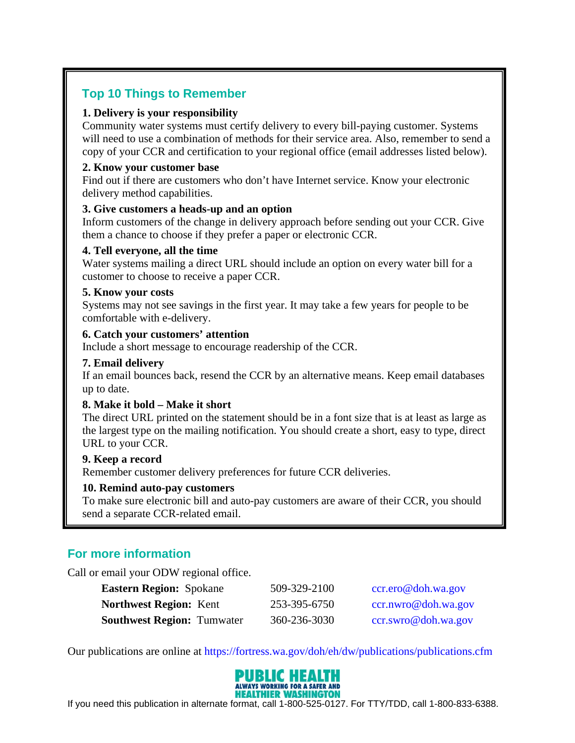## Top 10 Things to Remember

**1. Delivery is your responsibility**
Community water systems must certify delivery to every bill-paying customer. Systems will need to use a combination of methods for their service area. Also, remember to send a copy of your CCR and certification to your regional office (email addresses listed below).

**2. Know your customer base**
Find out if there are customers who don't have Internet service. Know your electronic delivery method capabilities.

**3. Give customers a heads-up and an option**
Inform customers of the change in delivery approach before sending out your CCR. Give them a chance to choose if they prefer a paper or electronic CCR.

**4. Tell everyone, all the time**
Water systems mailing a direct URL should include an option on every water bill for a customer to choose to receive a paper CCR.

**5. Know your costs**
Systems may not see savings in the first year. It may take a few years for people to be comfortable with e-delivery.

**6. Catch your customers' attention**
Include a short message to encourage readership of the CCR.

**7. Email delivery**
If an email bounces back, resend the CCR by an alternative means. Keep email databases up to date.

**8. Make it bold – Make it short**
The direct URL printed on the statement should be in a font size that is at least as large as the largest type on the mailing notification. You should create a short, easy to type, direct URL to your CCR.

**9. Keep a record**
Remember customer delivery preferences for future CCR deliveries.

**10. Remind auto-pay customers**
To make sure electronic bill and auto-pay customers are aware of their CCR, you should send a separate CCR-related email.

## For more information

Call or email your ODW regional office.

| | | |
|---|---|---|
| **Eastern Region:** Spokane | 509-329-2100 | ccr.ero@doh.wa.gov |
| **Northwest Region:** Kent | 253-395-6750 | ccr.nwro@doh.wa.gov |
| **Southwest Region:** Tumwater | 360-236-3030 | ccr.swro@doh.wa.gov |

Our publications are online at https://fortress.wa.gov/doh/eh/dw/publications/publications.cfm

PUBLIC HEALTH
ALWAYS WORKING FOR A SAFER AND HEALTHIER WASHINGTON

If you need this publication in alternate format, call 1-800-525-0127. For TTY/TDD, call 1-800-833-6388.